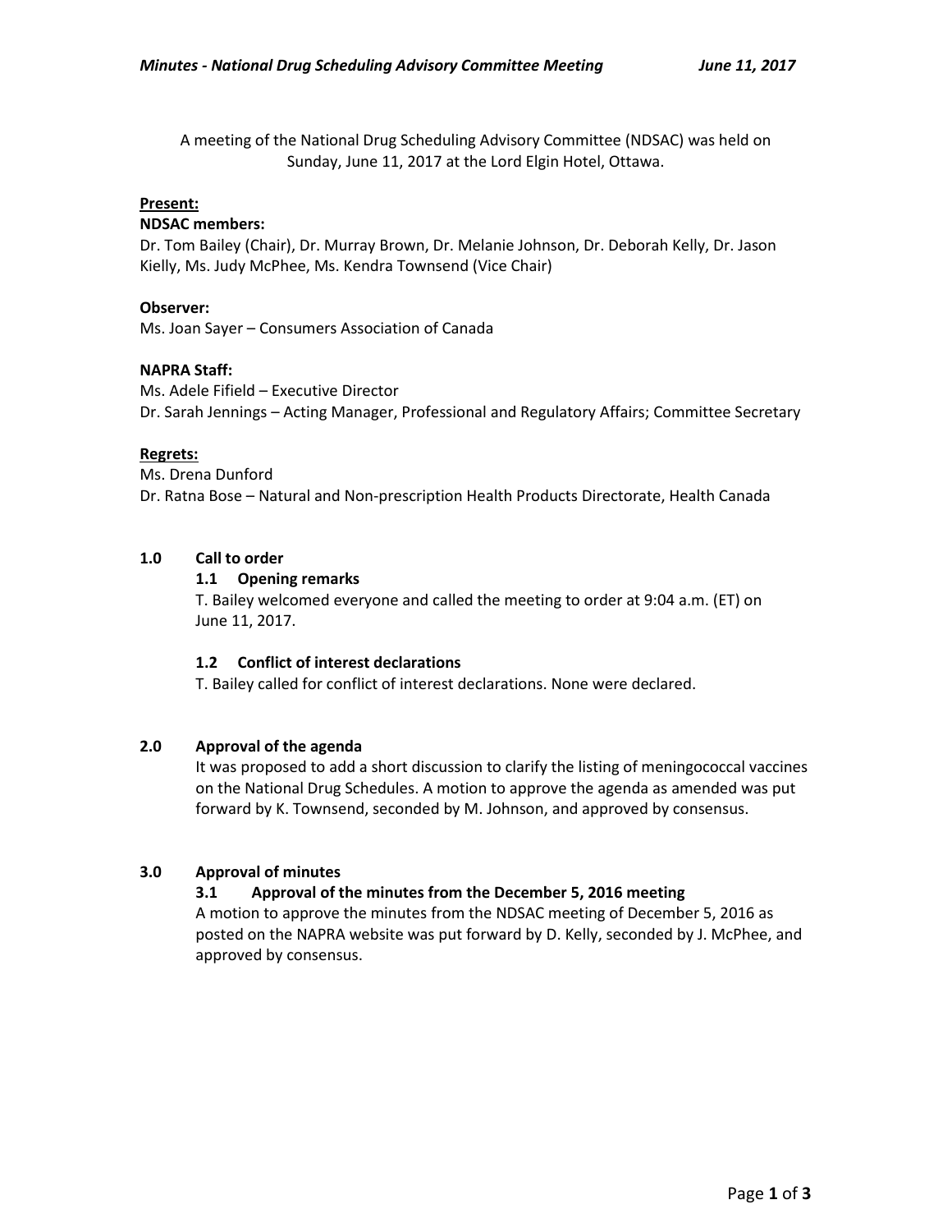A meeting of the National Drug Scheduling Advisory Committee (NDSAC) was held on Sunday, June 11, 2017 at the Lord Elgin Hotel, Ottawa.

**Present:**

**NDSAC members:**
Dr. Tom Bailey (Chair), Dr. Murray Brown, Dr. Melanie Johnson, Dr. Deborah Kelly, Dr. Jason Kielly, Ms. Judy McPhee, Ms. Kendra Townsend (Vice Chair)

**Observer:**
Ms. Joan Sayer – Consumers Association of Canada

**NAPRA Staff:**
Ms. Adele Fifield – Executive Director
Dr. Sarah Jennings – Acting Manager, Professional and Regulatory Affairs; Committee Secretary

**Regrets:**
Ms. Drena Dunford
Dr. Ratna Bose – Natural and Non-prescription Health Products Directorate, Health Canada

## 1.0 Call to order

### 1.1 Opening remarks

T. Bailey welcomed everyone and called the meeting to order at 9:04 a.m. (ET) on June 11, 2017.

### 1.2 Conflict of interest declarations

T. Bailey called for conflict of interest declarations. None were declared.

## 2.0 Approval of the agenda

It was proposed to add a short discussion to clarify the listing of meningococcal vaccines on the National Drug Schedules. A motion to approve the agenda as amended was put forward by K. Townsend, seconded by M. Johnson, and approved by consensus.

## 3.0 Approval of minutes

### 3.1 Approval of the minutes from the December 5, 2016 meeting

A motion to approve the minutes from the NDSAC meeting of December 5, 2016 as posted on the NAPRA website was put forward by D. Kelly, seconded by J. McPhee, and approved by consensus.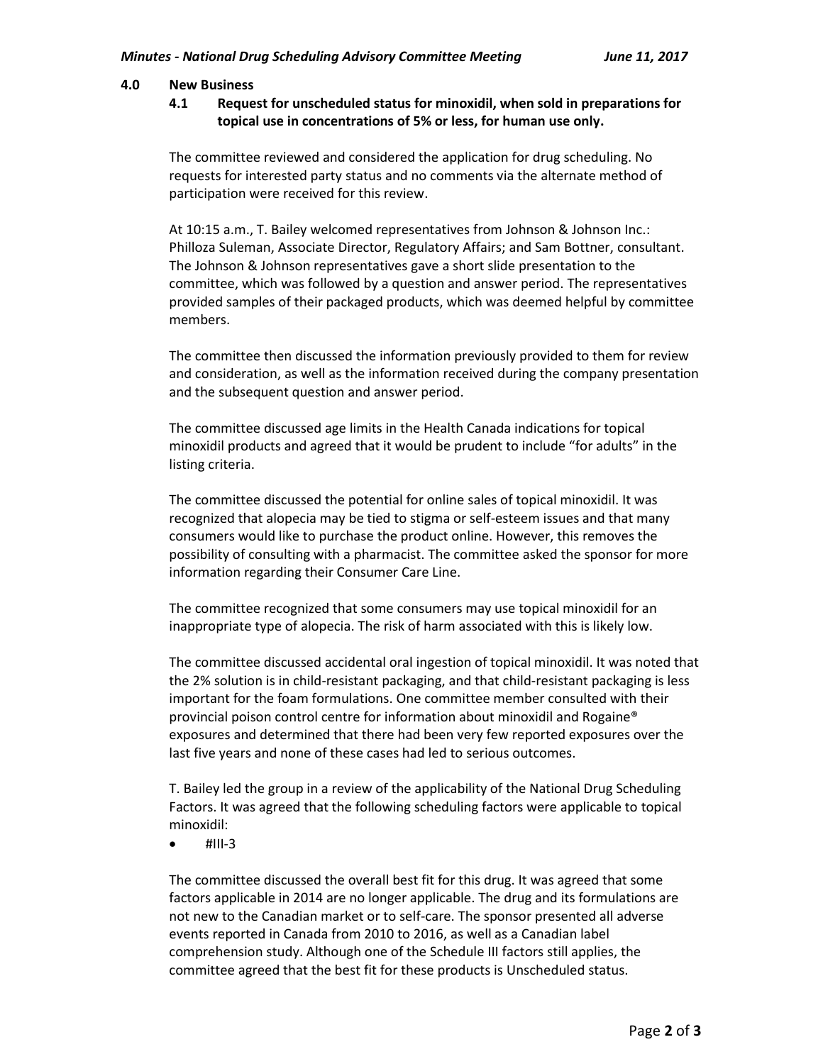## 4.0 New Business

### 4.1 Request for unscheduled status for minoxidil, when sold in preparations for topical use in concentrations of 5% or less, for human use only.

The committee reviewed and considered the application for drug scheduling. No requests for interested party status and no comments via the alternate method of participation were received for this review.

At 10:15 a.m., T. Bailey welcomed representatives from Johnson & Johnson Inc.: Philloza Suleman, Associate Director, Regulatory Affairs; and Sam Bottner, consultant. The Johnson & Johnson representatives gave a short slide presentation to the committee, which was followed by a question and answer period. The representatives provided samples of their packaged products, which was deemed helpful by committee members.

The committee then discussed the information previously provided to them for review and consideration, as well as the information received during the company presentation and the subsequent question and answer period.

The committee discussed age limits in the Health Canada indications for topical minoxidil products and agreed that it would be prudent to include "for adults" in the listing criteria.

The committee discussed the potential for online sales of topical minoxidil. It was recognized that alopecia may be tied to stigma or self-esteem issues and that many consumers would like to purchase the product online. However, this removes the possibility of consulting with a pharmacist. The committee asked the sponsor for more information regarding their Consumer Care Line.

The committee recognized that some consumers may use topical minoxidil for an inappropriate type of alopecia. The risk of harm associated with this is likely low.

The committee discussed accidental oral ingestion of topical minoxidil. It was noted that the 2% solution is in child-resistant packaging, and that child-resistant packaging is less important for the foam formulations. One committee member consulted with their provincial poison control centre for information about minoxidil and Rogaine® exposures and determined that there had been very few reported exposures over the last five years and none of these cases had led to serious outcomes.

T. Bailey led the group in a review of the applicability of the National Drug Scheduling Factors. It was agreed that the following scheduling factors were applicable to topical minoxidil:

- #III-3

The committee discussed the overall best fit for this drug. It was agreed that some factors applicable in 2014 are no longer applicable. The drug and its formulations are not new to the Canadian market or to self-care. The sponsor presented all adverse events reported in Canada from 2010 to 2016, as well as a Canadian label comprehension study. Although one of the Schedule III factors still applies, the committee agreed that the best fit for these products is Unscheduled status.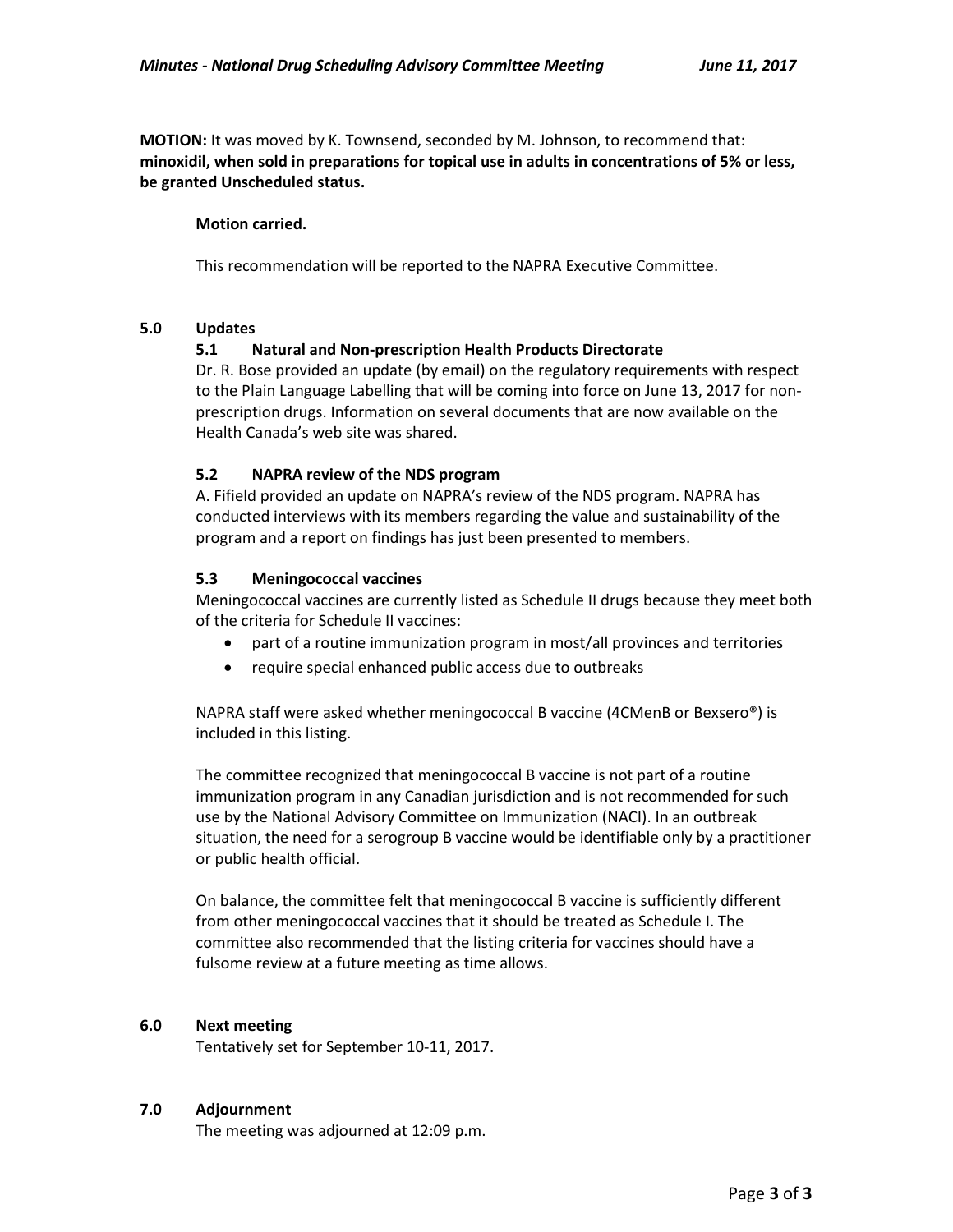**MOTION:** It was moved by K. Townsend, seconded by M. Johnson, to recommend that: **minoxidil, when sold in preparations for topical use in adults in concentrations of 5% or less, be granted Unscheduled status.**

**Motion carried.**

This recommendation will be reported to the NAPRA Executive Committee.

## 5.0 Updates

### 5.1 Natural and Non-prescription Health Products Directorate

Dr. R. Bose provided an update (by email) on the regulatory requirements with respect to the Plain Language Labelling that will be coming into force on June 13, 2017 for non-prescription drugs. Information on several documents that are now available on the Health Canada's web site was shared.

### 5.2 NAPRA review of the NDS program

A. Fifield provided an update on NAPRA's review of the NDS program. NAPRA has conducted interviews with its members regarding the value and sustainability of the program and a report on findings has just been presented to members.

### 5.3 Meningococcal vaccines

Meningococcal vaccines are currently listed as Schedule II drugs because they meet both of the criteria for Schedule II vaccines:

- part of a routine immunization program in most/all provinces and territories
- require special enhanced public access due to outbreaks

NAPRA staff were asked whether meningococcal B vaccine (4CMenB or Bexsero®) is included in this listing.

The committee recognized that meningococcal B vaccine is not part of a routine immunization program in any Canadian jurisdiction and is not recommended for such use by the National Advisory Committee on Immunization (NACI). In an outbreak situation, the need for a serogroup B vaccine would be identifiable only by a practitioner or public health official.

On balance, the committee felt that meningococcal B vaccine is sufficiently different from other meningococcal vaccines that it should be treated as Schedule I. The committee also recommended that the listing criteria for vaccines should have a fulsome review at a future meeting as time allows.

## 6.0 Next meeting

Tentatively set for September 10-11, 2017.

## 7.0 Adjournment

The meeting was adjourned at 12:09 p.m.